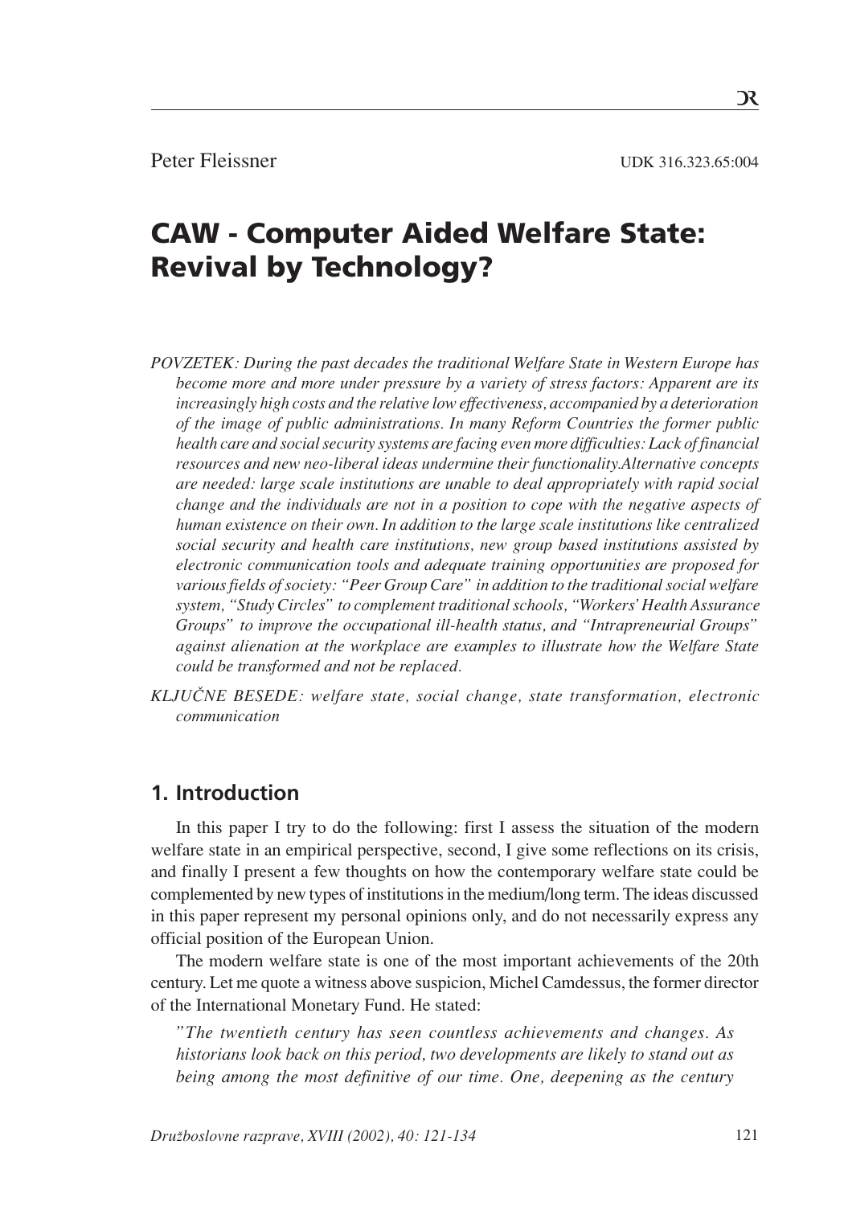Peter Fleissner

UDK 316.323.65:004

# CAW - Computer Aided Welfare State: Revival by Technology?

*POVZETEK: During the past decades the traditional Welfare State in Western Europe has become more and more under pressure by a variety of stress factors: Apparent are its increasingly high costs and the relative low effectiveness, accompanied by a deterioration of the image of public administrations. In many Reform Countries the former public health care and social security systems are facing even more difficulties: Lack of financial resources and new neo-liberal ideas undermine their functionality.Alternative concepts are needed: large scale institutions are unable to deal appropriately with rapid social change and the individuals are not in a position to cope with the negative aspects of human existence on their own. In addition to the large scale institutions like centralized social security and health care institutions, new group based institutions assisted by electronic communication tools and adequate training opportunities are proposed for various fields of society: "Peer Group Care" in addition to the traditional social welfare system, "Study Circles" to complement traditional schools, "Workers' Health Assurance Groups" to improve the occupational ill-health status, and "Intrapreneurial Groups" against alienation at the workplace are examples to illustrate how the Welfare State could be transformed and not be replaced.*

*KLJUČNE BESEDE: welfare state, social change, state transformation, electronic communication*

## 1. Introduction

In this paper I try to do the following: first I assess the situation of the modern welfare state in an empirical perspective, second, I give some reflections on its crisis, and finally I present a few thoughts on how the contemporary welfare state could be complemented by new types of institutions in the medium/long term. The ideas discussed in this paper represent my personal opinions only, and do not necessarily express any official position of the European Union.

The modern welfare state is one of the most important achievements of the 20th century. Let me quote a witness above suspicion, Michel Camdessus, the former director of the International Monetary Fund. He stated:

*"The twentieth century has seen countless achievements and changes. As historians look back on this period, two developments are likely to stand out as being among the most definitive of our time. One, deepening as the century*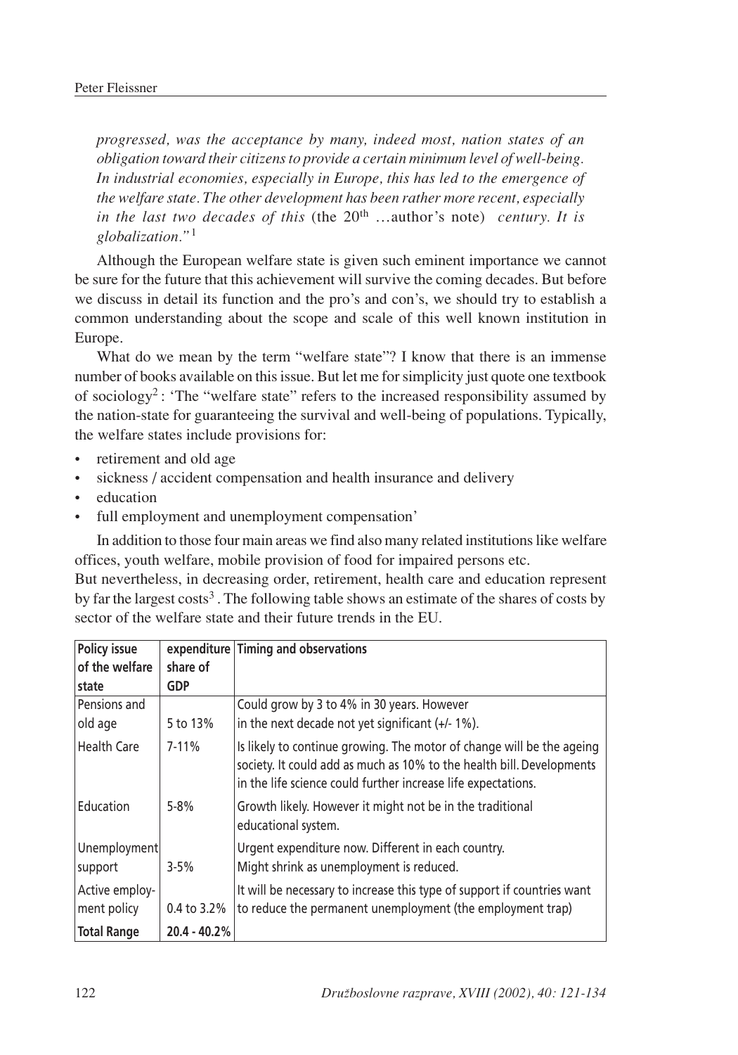*progressed, was the acceptance by many, indeed most, nation states of an obligation toward their citizens to provide a certain minimum level of well-being. In industrial economies, especially in Europe, this has led to the emergence of the welfare state. The other development has been rather more recent, especially in the last two decades of this* (the 20th …author's note) *century. It is globalization."*[1]

Although the European welfare state is given such eminent importance we cannot be sure for the future that this achievement will survive the coming decades. But before we discuss in detail its function and the pro's and con's, we should try to establish a common understanding about the scope and scale of this well known institution in Europe.

What do we mean by the term "welfare state"? I know that there is an immense number of books available on this issue. But let me for simplicity just quote one textbook of sociology[2]: 'The "welfare state" refers to the increased responsibility assumed by the nation-state for guaranteeing the survival and well-being of populations. Typically, the welfare states include provisions for:

- retirement and old age
- sickness / accident compensation and health insurance and delivery
- education
- full employment and unemployment compensation'

In addition to those four main areas we find also many related institutions like welfare offices, youth welfare, mobile provision of food for impaired persons etc.
But nevertheless, in decreasing order, retirement, health care and education represent by far the largest costs[3]. The following table shows an estimate of the shares of costs by sector of the welfare state and their future trends in the EU.

| **Policy issue of the welfare state** | **expenditure share of GDP** | **Timing and observations** |
|---|---|---|
| Pensions and old age | 5 to 13% | Could grow by 3 to 4% in 30 years. However in the next decade not yet significant (+/- 1%). |
| Health Care | 7-11% | Is likely to continue growing. The motor of change will be the ageing society. It could add as much as 10% to the health bill. Developments in the life science could further increase life expectations. |
| Education | 5-8% | Growth likely. However it might not be in the traditional educational system. |
| Unemployment support | 3-5% | Urgent expenditure now. Different in each country. Might shrink as unemployment is reduced. |
| Active employment policy | 0.4 to 3.2% | It will be necessary to increase this type of support if countries want to reduce the permanent unemployment (the employment trap) |
| **Total Range** | **20.4 - 40.2%** | |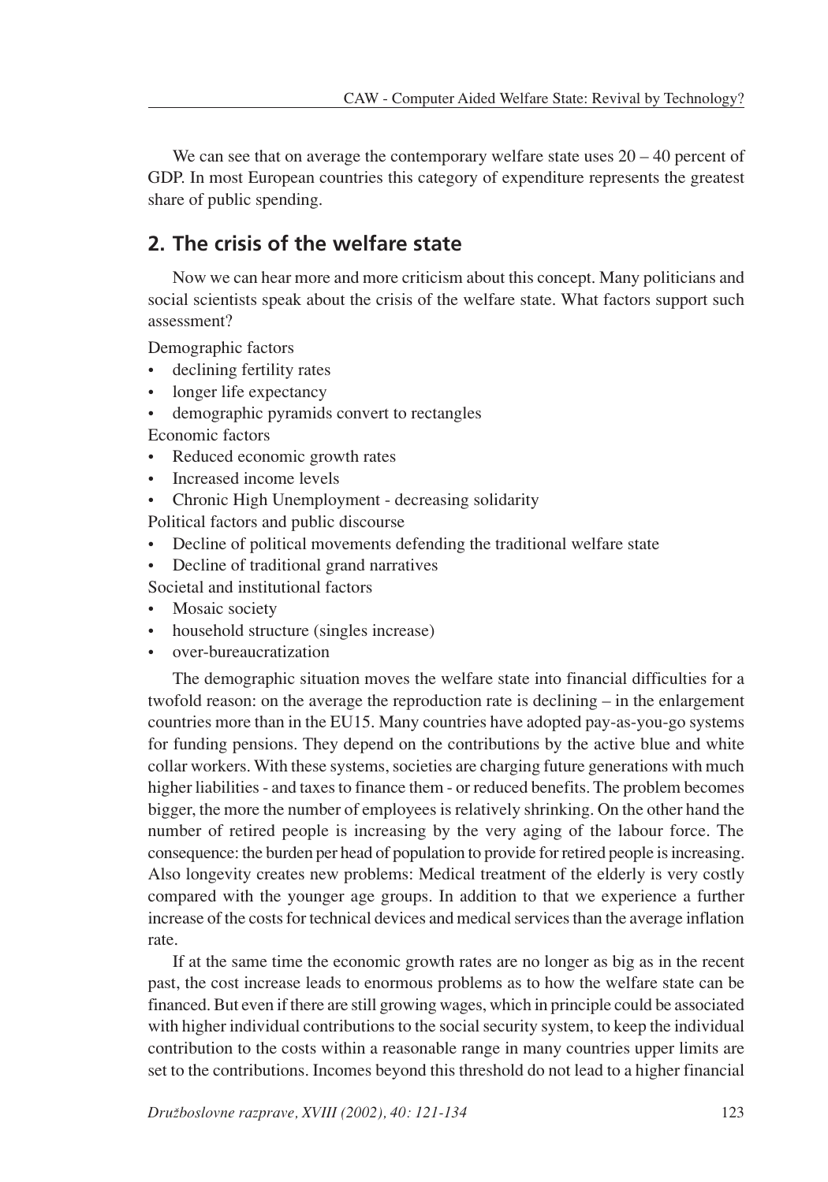We can see that on average the contemporary welfare state uses 20 – 40 percent of GDP. In most European countries this category of expenditure represents the greatest share of public spending.

## 2. The crisis of the welfare state

Now we can hear more and more criticism about this concept. Many politicians and social scientists speak about the crisis of the welfare state. What factors support such assessment?

Demographic factors

- declining fertility rates
- longer life expectancy
- demographic pyramids convert to rectangles

Economic factors

- Reduced economic growth rates
- Increased income levels
- Chronic High Unemployment - decreasing solidarity

Political factors and public discourse

- Decline of political movements defending the traditional welfare state
- Decline of traditional grand narratives

Societal and institutional factors

- Mosaic society
- household structure (singles increase)
- over-bureaucratization

The demographic situation moves the welfare state into financial difficulties for a twofold reason: on the average the reproduction rate is declining – in the enlargement countries more than in the EU15. Many countries have adopted pay-as-you-go systems for funding pensions. They depend on the contributions by the active blue and white collar workers. With these systems, societies are charging future generations with much higher liabilities - and taxes to finance them - or reduced benefits. The problem becomes bigger, the more the number of employees is relatively shrinking. On the other hand the number of retired people is increasing by the very aging of the labour force. The consequence: the burden per head of population to provide for retired people is increasing. Also longevity creates new problems: Medical treatment of the elderly is very costly compared with the younger age groups. In addition to that we experience a further increase of the costs for technical devices and medical services than the average inflation rate.

If at the same time the economic growth rates are no longer as big as in the recent past, the cost increase leads to enormous problems as to how the welfare state can be financed. But even if there are still growing wages, which in principle could be associated with higher individual contributions to the social security system, to keep the individual contribution to the costs within a reasonable range in many countries upper limits are set to the contributions. Incomes beyond this threshold do not lead to a higher financial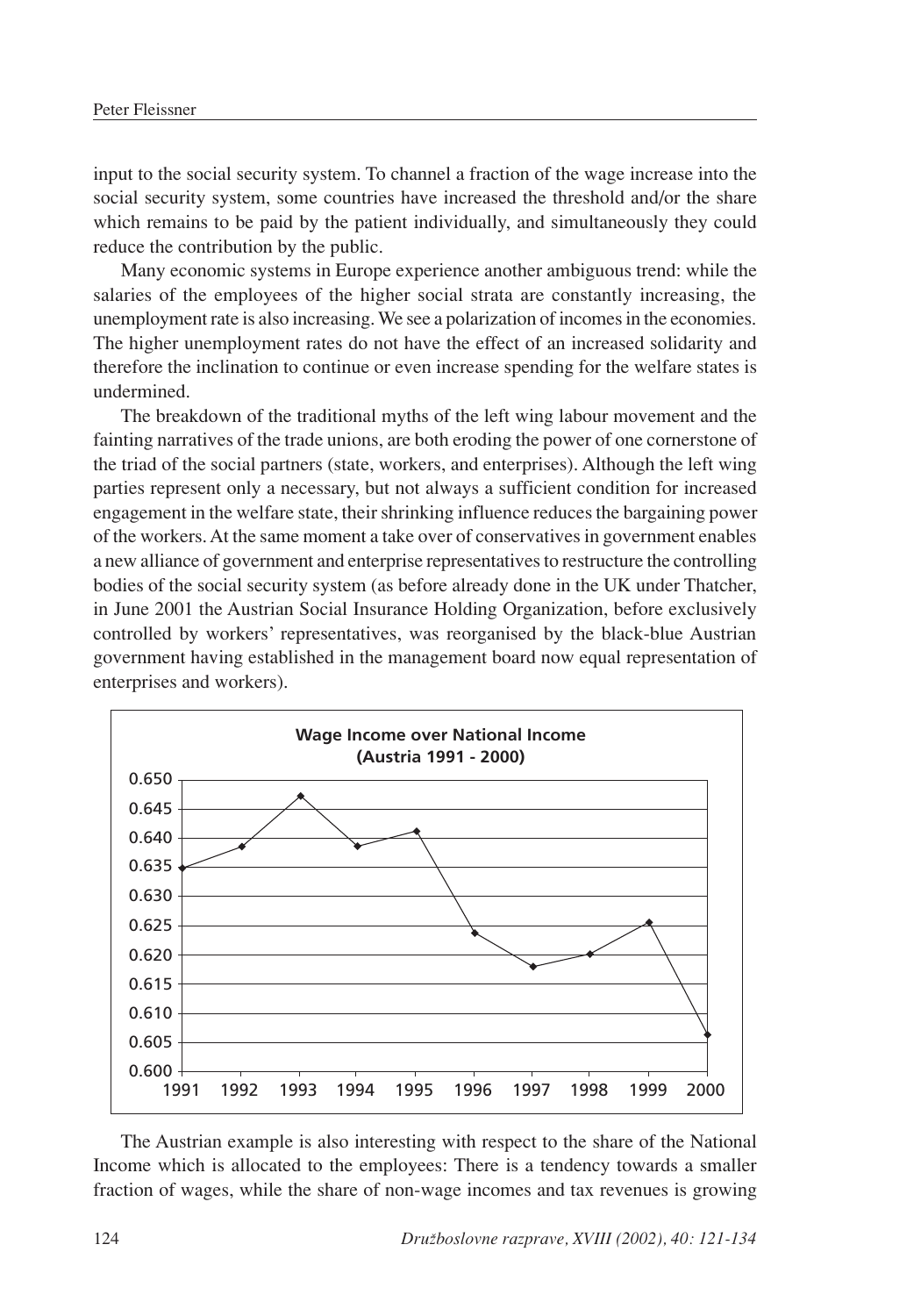input to the social security system. To channel a fraction of the wage increase into the social security system, some countries have increased the threshold and/or the share which remains to be paid by the patient individually, and simultaneously they could reduce the contribution by the public.

Many economic systems in Europe experience another ambiguous trend: while the salaries of the employees of the higher social strata are constantly increasing, the unemployment rate is also increasing. We see a polarization of incomes in the economies. The higher unemployment rates do not have the effect of an increased solidarity and therefore the inclination to continue or even increase spending for the welfare states is undermined.

The breakdown of the traditional myths of the left wing labour movement and the fainting narratives of the trade unions, are both eroding the power of one cornerstone of the triad of the social partners (state, workers, and enterprises). Although the left wing parties represent only a necessary, but not always a sufficient condition for increased engagement in the welfare state, their shrinking influence reduces the bargaining power of the workers. At the same moment a take over of conservatives in government enables a new alliance of government and enterprise representatives to restructure the controlling bodies of the social security system (as before already done in the UK under Thatcher, in June 2001 the Austrian Social Insurance Holding Organization, before exclusively controlled by workers' representatives, was reorganised by the black-blue Austrian government having established in the management board now equal representation of enterprises and workers).

**Wage Income over National Income (Austria 1991 - 2000)**

The Austrian example is also interesting with respect to the share of the National Income which is allocated to the employees: There is a tendency towards a smaller fraction of wages, while the share of non-wage incomes and tax revenues is growing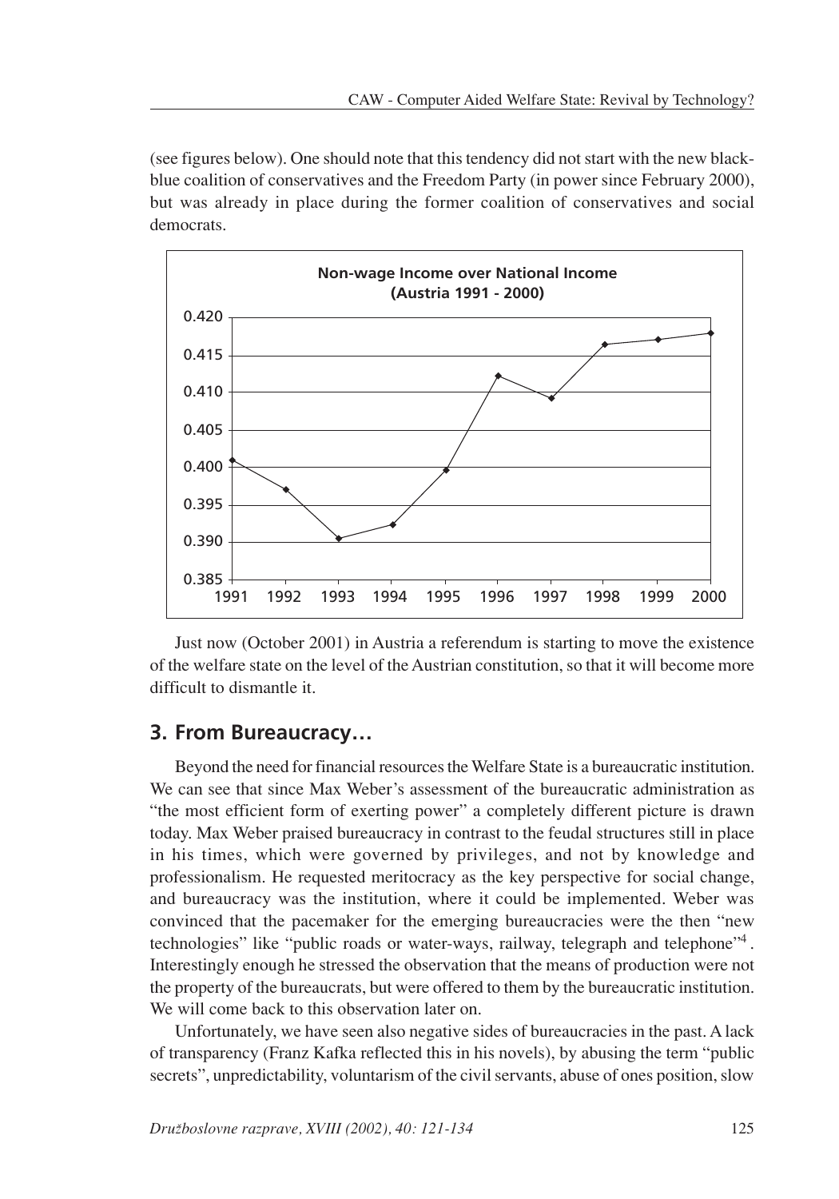(see figures below). One should note that this tendency did not start with the new black-blue coalition of conservatives and the Freedom Party (in power since February 2000), but was already in place during the former coalition of conservatives and social democrats.

Just now (October 2001) in Austria a referendum is starting to move the existence of the welfare state on the level of the Austrian constitution, so that it will become more difficult to dismantle it.

## 3. From Bureaucracy…

Beyond the need for financial resources the Welfare State is a bureaucratic institution. We can see that since Max Weber's assessment of the bureaucratic administration as "the most efficient form of exerting power" a completely different picture is drawn today. Max Weber praised bureaucracy in contrast to the feudal structures still in place in his times, which were governed by privileges, and not by knowledge and professionalism. He requested meritocracy as the key perspective for social change, and bureaucracy was the institution, where it could be implemented. Weber was convinced that the pacemaker for the emerging bureaucracies were the then "new technologies" like "public roads or water-ways, railway, telegraph and telephone"[4]. Interestingly enough he stressed the observation that the means of production were not the property of the bureaucrats, but were offered to them by the bureaucratic institution. We will come back to this observation later on.

Unfortunately, we have seen also negative sides of bureaucracies in the past. A lack of transparency (Franz Kafka reflected this in his novels), by abusing the term "public secrets", unpredictability, voluntarism of the civil servants, abuse of ones position, slow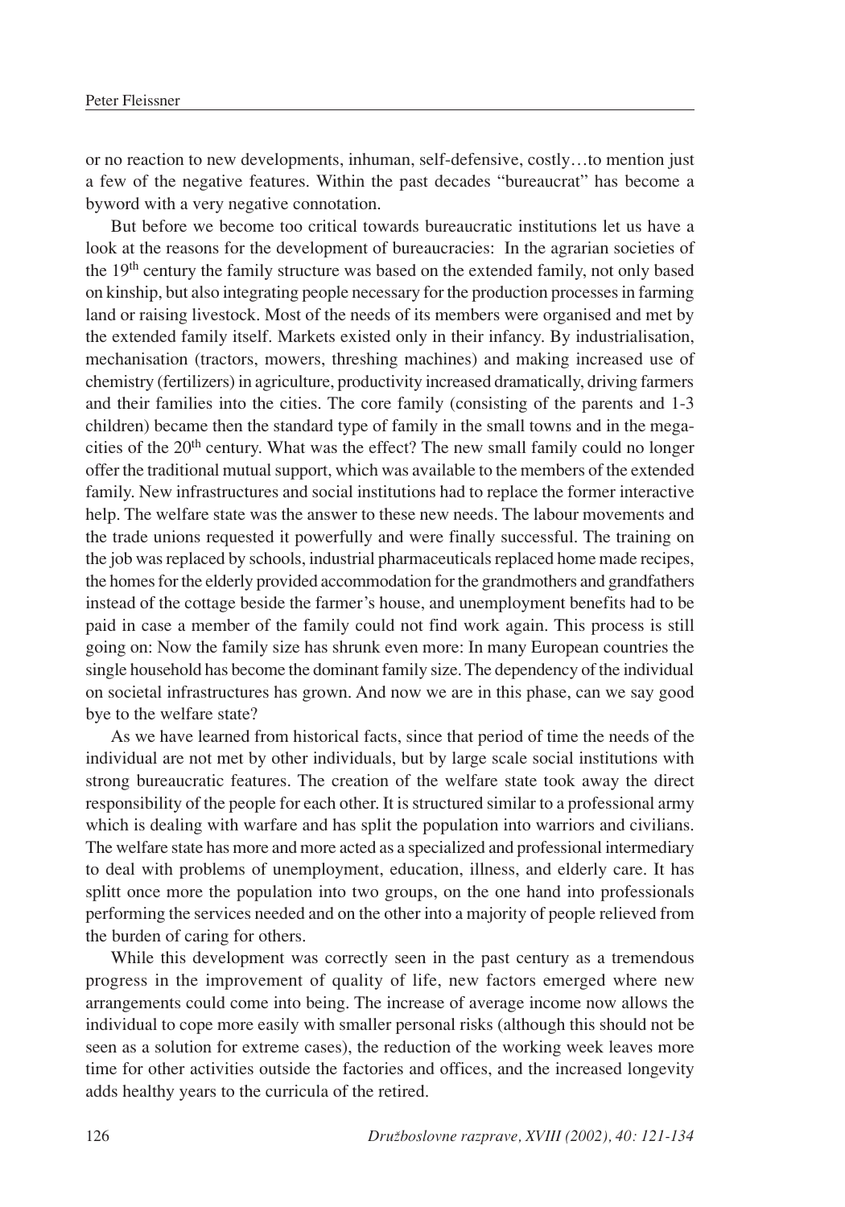or no reaction to new developments, inhuman, self-defensive, costly…to mention just a few of the negative features. Within the past decades "bureaucrat" has become a byword with a very negative connotation.

But before we become too critical towards bureaucratic institutions let us have a look at the reasons for the development of bureaucracies: In the agrarian societies of the 19th century the family structure was based on the extended family, not only based on kinship, but also integrating people necessary for the production processes in farming land or raising livestock. Most of the needs of its members were organised and met by the extended family itself. Markets existed only in their infancy. By industrialisation, mechanisation (tractors, mowers, threshing machines) and making increased use of chemistry (fertilizers) in agriculture, productivity increased dramatically, driving farmers and their families into the cities. The core family (consisting of the parents and 1-3 children) became then the standard type of family in the small towns and in the mega-cities of the 20th century. What was the effect? The new small family could no longer offer the traditional mutual support, which was available to the members of the extended family. New infrastructures and social institutions had to replace the former interactive help. The welfare state was the answer to these new needs. The labour movements and the trade unions requested it powerfully and were finally successful. The training on the job was replaced by schools, industrial pharmaceuticals replaced home made recipes, the homes for the elderly provided accommodation for the grandmothers and grandfathers instead of the cottage beside the farmer's house, and unemployment benefits had to be paid in case a member of the family could not find work again. This process is still going on: Now the family size has shrunk even more: In many European countries the single household has become the dominant family size. The dependency of the individual on societal infrastructures has grown. And now we are in this phase, can we say good bye to the welfare state?

As we have learned from historical facts, since that period of time the needs of the individual are not met by other individuals, but by large scale social institutions with strong bureaucratic features. The creation of the welfare state took away the direct responsibility of the people for each other. It is structured similar to a professional army which is dealing with warfare and has split the population into warriors and civilians. The welfare state has more and more acted as a specialized and professional intermediary to deal with problems of unemployment, education, illness, and elderly care. It has splitt once more the population into two groups, on the one hand into professionals performing the services needed and on the other into a majority of people relieved from the burden of caring for others.

While this development was correctly seen in the past century as a tremendous progress in the improvement of quality of life, new factors emerged where new arrangements could come into being. The increase of average income now allows the individual to cope more easily with smaller personal risks (although this should not be seen as a solution for extreme cases), the reduction of the working week leaves more time for other activities outside the factories and offices, and the increased longevity adds healthy years to the curricula of the retired.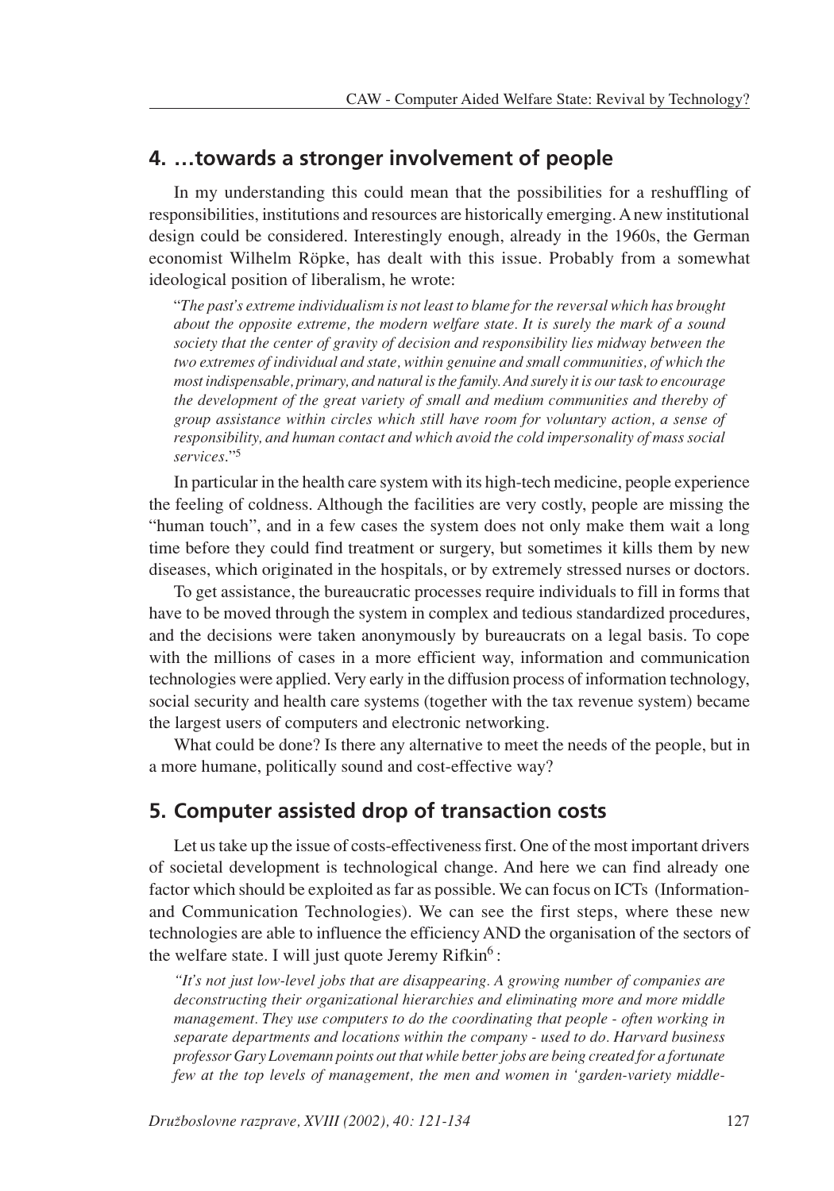## 4. …towards a stronger involvement of people

In my understanding this could mean that the possibilities for a reshuffling of responsibilities, institutions and resources are historically emerging. A new institutional design could be considered. Interestingly enough, already in the 1960s, the German economist Wilhelm Röpke, has dealt with this issue. Probably from a somewhat ideological position of liberalism, he wrote:

> "*The past's extreme individualism is not least to blame for the reversal which has brought about the opposite extreme, the modern welfare state. It is surely the mark of a sound society that the center of gravity of decision and responsibility lies midway between the two extremes of individual and state, within genuine and small communities, of which the most indispensable, primary, and natural is the family. And surely it is our task to encourage the development of the great variety of small and medium communities and thereby of group assistance within circles which still have room for voluntary action, a sense of responsibility, and human contact and which avoid the cold impersonality of mass social services*."[5]

In particular in the health care system with its high-tech medicine, people experience the feeling of coldness. Although the facilities are very costly, people are missing the "human touch", and in a few cases the system does not only make them wait a long time before they could find treatment or surgery, but sometimes it kills them by new diseases, which originated in the hospitals, or by extremely stressed nurses or doctors.

To get assistance, the bureaucratic processes require individuals to fill in forms that have to be moved through the system in complex and tedious standardized procedures, and the decisions were taken anonymously by bureaucrats on a legal basis. To cope with the millions of cases in a more efficient way, information and communication technologies were applied. Very early in the diffusion process of information technology, social security and health care systems (together with the tax revenue system) became the largest users of computers and electronic networking.

What could be done? Is there any alternative to meet the needs of the people, but in a more humane, politically sound and cost-effective way?

## 5. Computer assisted drop of transaction costs

Let us take up the issue of costs-effectiveness first. One of the most important drivers of societal development is technological change. And here we can find already one factor which should be exploited as far as possible. We can focus on ICTs (Information- and Communication Technologies). We can see the first steps, where these new technologies are able to influence the efficiency AND the organisation of the sectors of the welfare state. I will just quote Jeremy Rifkin[6]:

> *"It's not just low-level jobs that are disappearing. A growing number of companies are deconstructing their organizational hierarchies and eliminating more and more middle management. They use computers to do the coordinating that people - often working in separate departments and locations within the company - used to do. Harvard business professor Gary Lovemann points out that while better jobs are being created for a fortunate few at the top levels of management, the men and women in 'garden-variety middle-*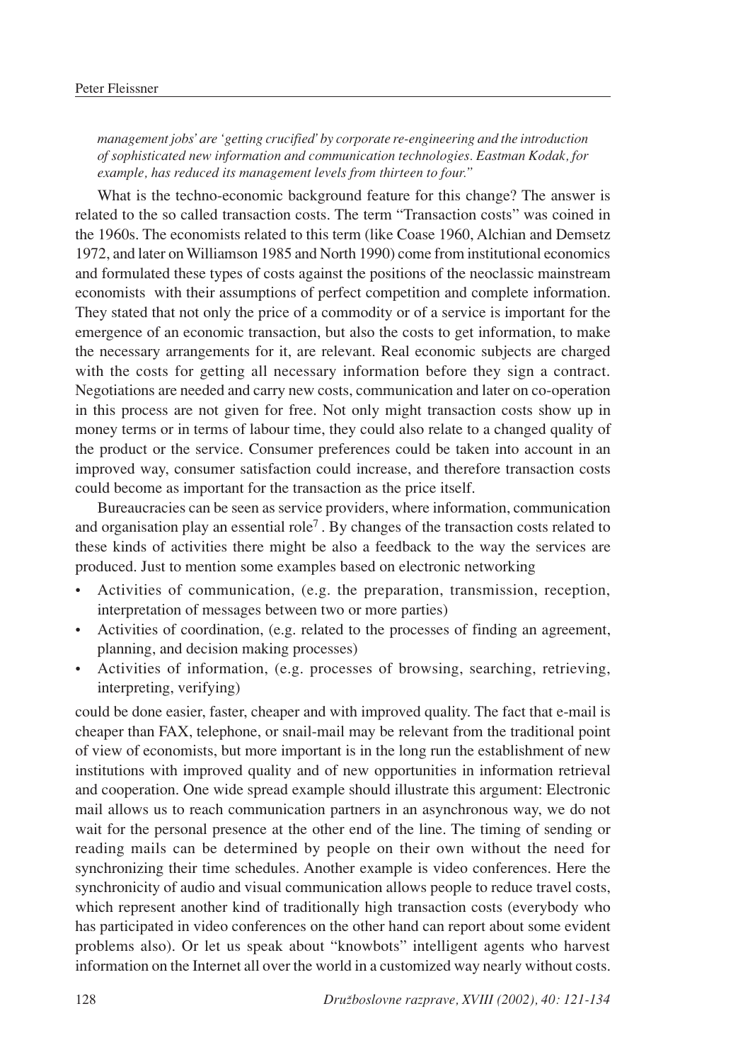*management jobs' are 'getting crucified' by corporate re-engineering and the introduction of sophisticated new information and communication technologies. Eastman Kodak, for example, has reduced its management levels from thirteen to four."*

What is the techno-economic background feature for this change? The answer is related to the so called transaction costs. The term "Transaction costs" was coined in the 1960s. The economists related to this term (like Coase 1960, Alchian and Demsetz 1972, and later on Williamson 1985 and North 1990) come from institutional economics and formulated these types of costs against the positions of the neoclassic mainstream economists with their assumptions of perfect competition and complete information. They stated that not only the price of a commodity or of a service is important for the emergence of an economic transaction, but also the costs to get information, to make the necessary arrangements for it, are relevant. Real economic subjects are charged with the costs for getting all necessary information before they sign a contract. Negotiations are needed and carry new costs, communication and later on co-operation in this process are not given for free. Not only might transaction costs show up in money terms or in terms of labour time, they could also relate to a changed quality of the product or the service. Consumer preferences could be taken into account in an improved way, consumer satisfaction could increase, and therefore transaction costs could become as important for the transaction as the price itself.

Bureaucracies can be seen as service providers, where information, communication and organisation play an essential role[7]. By changes of the transaction costs related to these kinds of activities there might be also a feedback to the way the services are produced. Just to mention some examples based on electronic networking

- Activities of communication, (e.g. the preparation, transmission, reception, interpretation of messages between two or more parties)
- Activities of coordination, (e.g. related to the processes of finding an agreement, planning, and decision making processes)
- Activities of information, (e.g. processes of browsing, searching, retrieving, interpreting, verifying)

could be done easier, faster, cheaper and with improved quality. The fact that e-mail is cheaper than FAX, telephone, or snail-mail may be relevant from the traditional point of view of economists, but more important is in the long run the establishment of new institutions with improved quality and of new opportunities in information retrieval and cooperation. One wide spread example should illustrate this argument: Electronic mail allows us to reach communication partners in an asynchronous way, we do not wait for the personal presence at the other end of the line. The timing of sending or reading mails can be determined by people on their own without the need for synchronizing their time schedules. Another example is video conferences. Here the synchronicity of audio and visual communication allows people to reduce travel costs, which represent another kind of traditionally high transaction costs (everybody who has participated in video conferences on the other hand can report about some evident problems also). Or let us speak about "knowbots" intelligent agents who harvest information on the Internet all over the world in a customized way nearly without costs.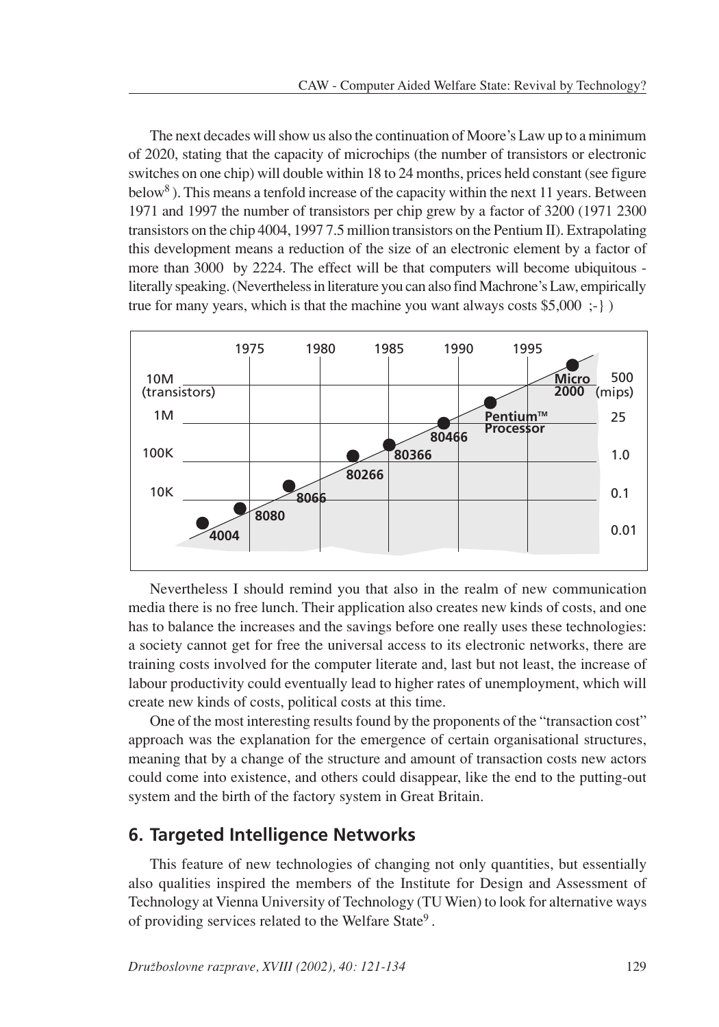The next decades will show us also the continuation of Moore's Law up to a minimum of 2020, stating that the capacity of microchips (the number of transistors or electronic switches on one chip) will double within 18 to 24 months, prices held constant (see figure below[8]). This means a tenfold increase of the capacity within the next 11 years. Between 1971 and 1997 the number of transistors per chip grew by a factor of 3200 (1971 2300 transistors on the chip 4004, 1997 7.5 million transistors on the Pentium II). Extrapolating this development means a reduction of the size of an electronic element by a factor of more than 3000 by 2224. The effect will be that computers will become ubiquitous - literally speaking. (Nevertheless in literature you can also find Machrone's Law, empirically true for many years, which is that the machine you want always costs $5,000 ;-} )

Nevertheless I should remind you that also in the realm of new communication media there is no free lunch. Their application also creates new kinds of costs, and one has to balance the increases and the savings before one really uses these technologies: a society cannot get for free the universal access to its electronic networks, there are training costs involved for the computer literate and, last but not least, the increase of labour productivity could eventually lead to higher rates of unemployment, which will create new kinds of costs, political costs at this time.

One of the most interesting results found by the proponents of the "transaction cost" approach was the explanation for the emergence of certain organisational structures, meaning that by a change of the structure and amount of transaction costs new actors could come into existence, and others could disappear, like the end to the putting-out system and the birth of the factory system in Great Britain.

## 6. Targeted Intelligence Networks

This feature of new technologies of changing not only quantities, but essentially also qualities inspired the members of the Institute for Design and Assessment of Technology at Vienna University of Technology (TU Wien) to look for alternative ways of providing services related to the Welfare State[9].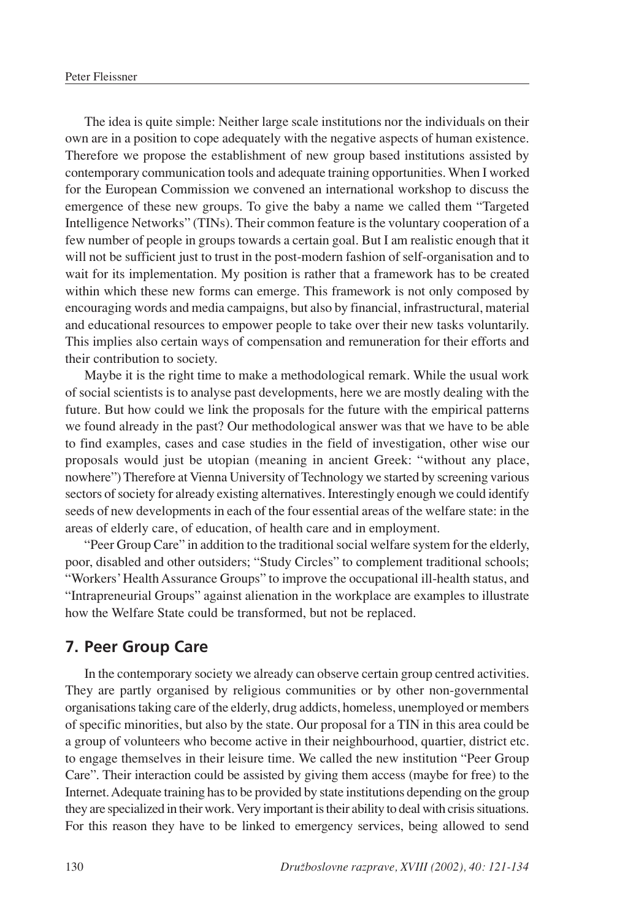The idea is quite simple: Neither large scale institutions nor the individuals on their own are in a position to cope adequately with the negative aspects of human existence. Therefore we propose the establishment of new group based institutions assisted by contemporary communication tools and adequate training opportunities. When I worked for the European Commission we convened an international workshop to discuss the emergence of these new groups. To give the baby a name we called them "Targeted Intelligence Networks" (TINs). Their common feature is the voluntary cooperation of a few number of people in groups towards a certain goal. But I am realistic enough that it will not be sufficient just to trust in the post-modern fashion of self-organisation and to wait for its implementation. My position is rather that a framework has to be created within which these new forms can emerge. This framework is not only composed by encouraging words and media campaigns, but also by financial, infrastructural, material and educational resources to empower people to take over their new tasks voluntarily. This implies also certain ways of compensation and remuneration for their efforts and their contribution to society.

Maybe it is the right time to make a methodological remark. While the usual work of social scientists is to analyse past developments, here we are mostly dealing with the future. But how could we link the proposals for the future with the empirical patterns we found already in the past? Our methodological answer was that we have to be able to find examples, cases and case studies in the field of investigation, other wise our proposals would just be utopian (meaning in ancient Greek: "without any place, nowhere") Therefore at Vienna University of Technology we started by screening various sectors of society for already existing alternatives. Interestingly enough we could identify seeds of new developments in each of the four essential areas of the welfare state: in the areas of elderly care, of education, of health care and in employment.

"Peer Group Care" in addition to the traditional social welfare system for the elderly, poor, disabled and other outsiders; "Study Circles" to complement traditional schools; "Workers' Health Assurance Groups" to improve the occupational ill-health status, and "Intrapreneurial Groups" against alienation in the workplace are examples to illustrate how the Welfare State could be transformed, but not be replaced.

## 7. Peer Group Care

In the contemporary society we already can observe certain group centred activities. They are partly organised by religious communities or by other non-governmental organisations taking care of the elderly, drug addicts, homeless, unemployed or members of specific minorities, but also by the state. Our proposal for a TIN in this area could be a group of volunteers who become active in their neighbourhood, quartier, district etc. to engage themselves in their leisure time. We called the new institution "Peer Group Care". Their interaction could be assisted by giving them access (maybe for free) to the Internet. Adequate training has to be provided by state institutions depending on the group they are specialized in their work. Very important is their ability to deal with crisis situations. For this reason they have to be linked to emergency services, being allowed to send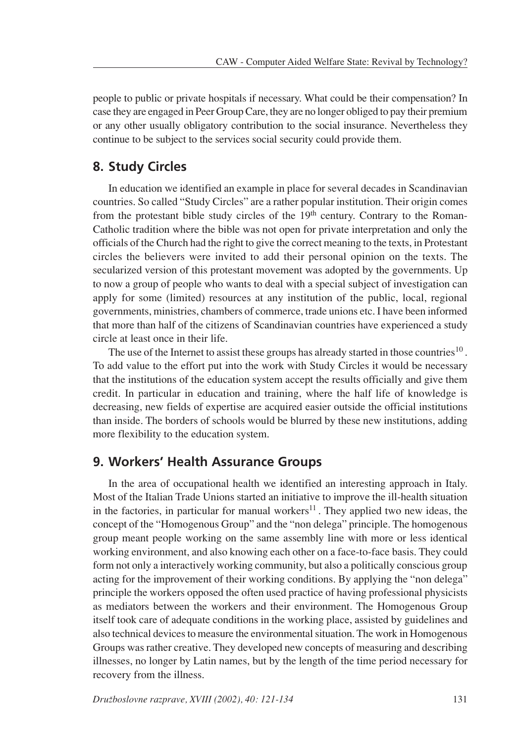people to public or private hospitals if necessary. What could be their compensation? In case they are engaged in Peer Group Care, they are no longer obliged to pay their premium or any other usually obligatory contribution to the social insurance. Nevertheless they continue to be subject to the services social security could provide them.

## 8. Study Circles

In education we identified an example in place for several decades in Scandinavian countries. So called "Study Circles" are a rather popular institution. Their origin comes from the protestant bible study circles of the 19th century. Contrary to the Roman-Catholic tradition where the bible was not open for private interpretation and only the officials of the Church had the right to give the correct meaning to the texts, in Protestant circles the believers were invited to add their personal opinion on the texts. The secularized version of this protestant movement was adopted by the governments. Up to now a group of people who wants to deal with a special subject of investigation can apply for some (limited) resources at any institution of the public, local, regional governments, ministries, chambers of commerce, trade unions etc. I have been informed that more than half of the citizens of Scandinavian countries have experienced a study circle at least once in their life.

The use of the Internet to assist these groups has already started in those countries[10]. To add value to the effort put into the work with Study Circles it would be necessary that the institutions of the education system accept the results officially and give them credit. In particular in education and training, where the half life of knowledge is decreasing, new fields of expertise are acquired easier outside the official institutions than inside. The borders of schools would be blurred by these new institutions, adding more flexibility to the education system.

## 9. Workers' Health Assurance Groups

In the area of occupational health we identified an interesting approach in Italy. Most of the Italian Trade Unions started an initiative to improve the ill-health situation in the factories, in particular for manual workers[11]. They applied two new ideas, the concept of the "Homogenous Group" and the "non delega" principle. The homogenous group meant people working on the same assembly line with more or less identical working environment, and also knowing each other on a face-to-face basis. They could form not only a interactively working community, but also a politically conscious group acting for the improvement of their working conditions. By applying the "non delega" principle the workers opposed the often used practice of having professional physicists as mediators between the workers and their environment. The Homogenous Group itself took care of adequate conditions in the working place, assisted by guidelines and also technical devices to measure the environmental situation. The work in Homogenous Groups was rather creative. They developed new concepts of measuring and describing illnesses, no longer by Latin names, but by the length of the time period necessary for recovery from the illness.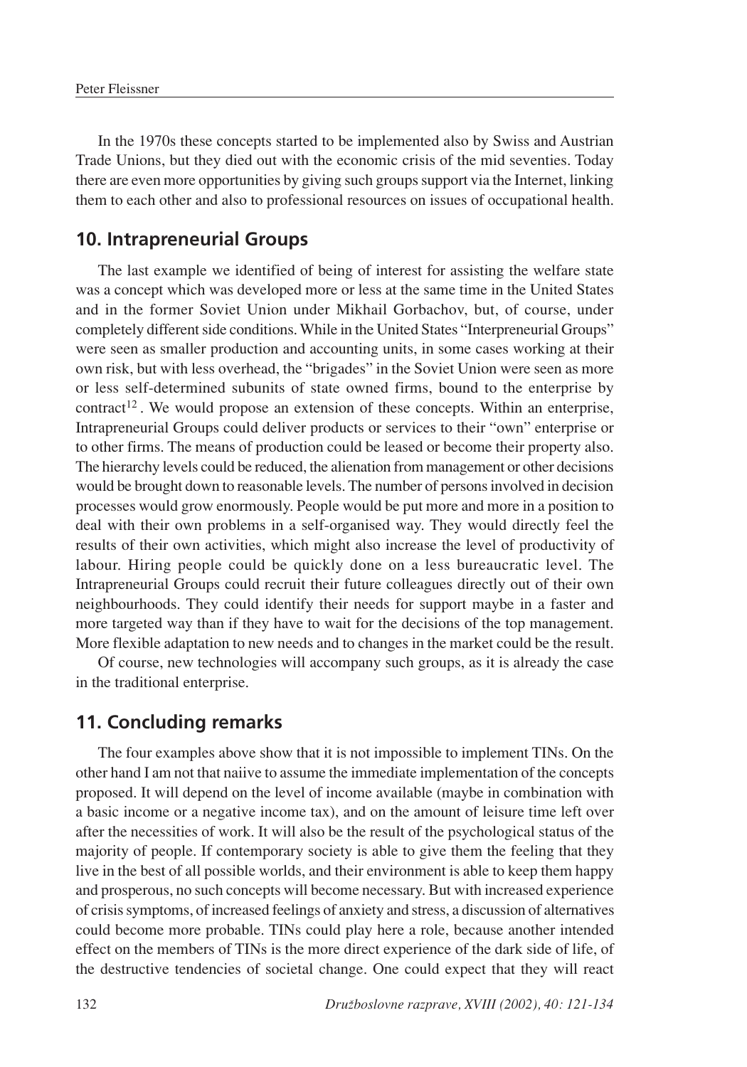In the 1970s these concepts started to be implemented also by Swiss and Austrian Trade Unions, but they died out with the economic crisis of the mid seventies. Today there are even more opportunities by giving such groups support via the Internet, linking them to each other and also to professional resources on issues of occupational health.

## 10. Intrapreneurial Groups

The last example we identified of being of interest for assisting the welfare state was a concept which was developed more or less at the same time in the United States and in the former Soviet Union under Mikhail Gorbachov, but, of course, under completely different side conditions. While in the United States "Interpreneurial Groups" were seen as smaller production and accounting units, in some cases working at their own risk, but with less overhead, the "brigades" in the Soviet Union were seen as more or less self-determined subunits of state owned firms, bound to the enterprise by contract[12]. We would propose an extension of these concepts. Within an enterprise, Intrapreneurial Groups could deliver products or services to their "own" enterprise or to other firms. The means of production could be leased or become their property also. The hierarchy levels could be reduced, the alienation from management or other decisions would be brought down to reasonable levels. The number of persons involved in decision processes would grow enormously. People would be put more and more in a position to deal with their own problems in a self-organised way. They would directly feel the results of their own activities, which might also increase the level of productivity of labour. Hiring people could be quickly done on a less bureaucratic level. The Intrapreneurial Groups could recruit their future colleagues directly out of their own neighbourhoods. They could identify their needs for support maybe in a faster and more targeted way than if they have to wait for the decisions of the top management. More flexible adaptation to new needs and to changes in the market could be the result.

Of course, new technologies will accompany such groups, as it is already the case in the traditional enterprise.

## 11. Concluding remarks

The four examples above show that it is not impossible to implement TINs. On the other hand I am not that naiive to assume the immediate implementation of the concepts proposed. It will depend on the level of income available (maybe in combination with a basic income or a negative income tax), and on the amount of leisure time left over after the necessities of work. It will also be the result of the psychological status of the majority of people. If contemporary society is able to give them the feeling that they live in the best of all possible worlds, and their environment is able to keep them happy and prosperous, no such concepts will become necessary. But with increased experience of crisis symptoms, of increased feelings of anxiety and stress, a discussion of alternatives could become more probable. TINs could play here a role, because another intended effect on the members of TINs is the more direct experience of the dark side of life, of the destructive tendencies of societal change. One could expect that they will react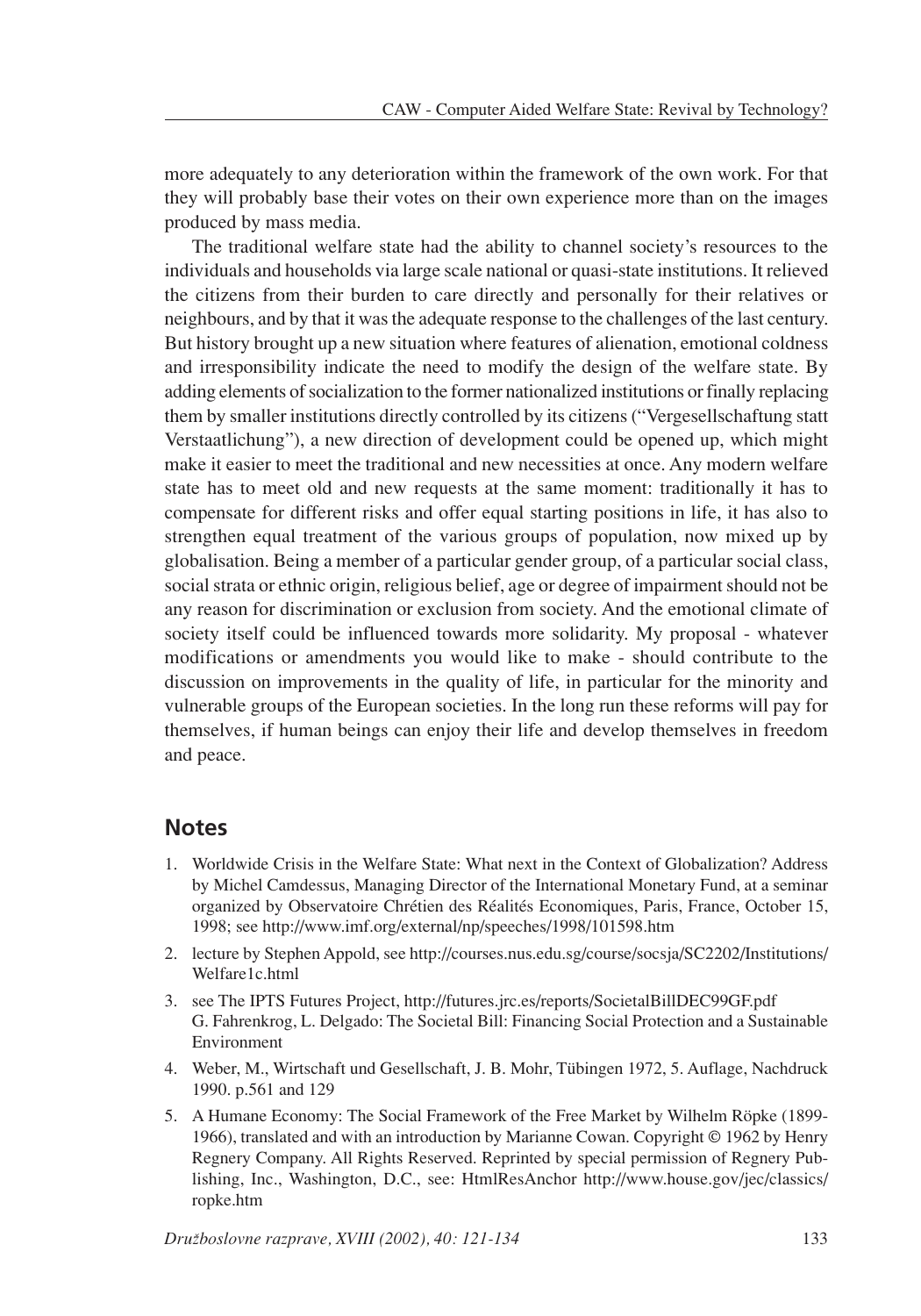more adequately to any deterioration within the framework of the own work. For that they will probably base their votes on their own experience more than on the images produced by mass media.

The traditional welfare state had the ability to channel society's resources to the individuals and households via large scale national or quasi-state institutions. It relieved the citizens from their burden to care directly and personally for their relatives or neighbours, and by that it was the adequate response to the challenges of the last century. But history brought up a new situation where features of alienation, emotional coldness and irresponsibility indicate the need to modify the design of the welfare state. By adding elements of socialization to the former nationalized institutions or finally replacing them by smaller institutions directly controlled by its citizens ("Vergesellschaftung statt Verstaatlichung"), a new direction of development could be opened up, which might make it easier to meet the traditional and new necessities at once. Any modern welfare state has to meet old and new requests at the same moment: traditionally it has to compensate for different risks and offer equal starting positions in life, it has also to strengthen equal treatment of the various groups of population, now mixed up by globalisation. Being a member of a particular gender group, of a particular social class, social strata or ethnic origin, religious belief, age or degree of impairment should not be any reason for discrimination or exclusion from society. And the emotional climate of society itself could be influenced towards more solidarity. My proposal - whatever modifications or amendments you would like to make - should contribute to the discussion on improvements in the quality of life, in particular for the minority and vulnerable groups of the European societies. In the long run these reforms will pay for themselves, if human beings can enjoy their life and develop themselves in freedom and peace.

## Notes

1. Worldwide Crisis in the Welfare State: What next in the Context of Globalization? Address by Michel Camdessus, Managing Director of the International Monetary Fund, at a seminar organized by Observatoire Chrétien des Réalités Economiques, Paris, France, October 15, 1998; see http://www.imf.org/external/np/speeches/1998/101598.htm
2. lecture by Stephen Appold, see http://courses.nus.edu.sg/course/socsja/SC2202/Institutions/Welfare1c.html
3. see The IPTS Futures Project, http://futures.jrc.es/reports/SocietalBillDEC99GF.pdf G. Fahrenkrog, L. Delgado: The Societal Bill: Financing Social Protection and a Sustainable Environment
4. Weber, M., Wirtschaft und Gesellschaft, J. B. Mohr, Tübingen 1972, 5. Auflage, Nachdruck 1990. p.561 and 129
5. A Humane Economy: The Social Framework of the Free Market by Wilhelm Röpke (1899-1966), translated and with an introduction by Marianne Cowan. Copyright © 1962 by Henry Regnery Company. All Rights Reserved. Reprinted by special permission of Regnery Publishing, Inc., Washington, D.C., see: HtmlResAnchor http://www.house.gov/jec/classics/ropke.htm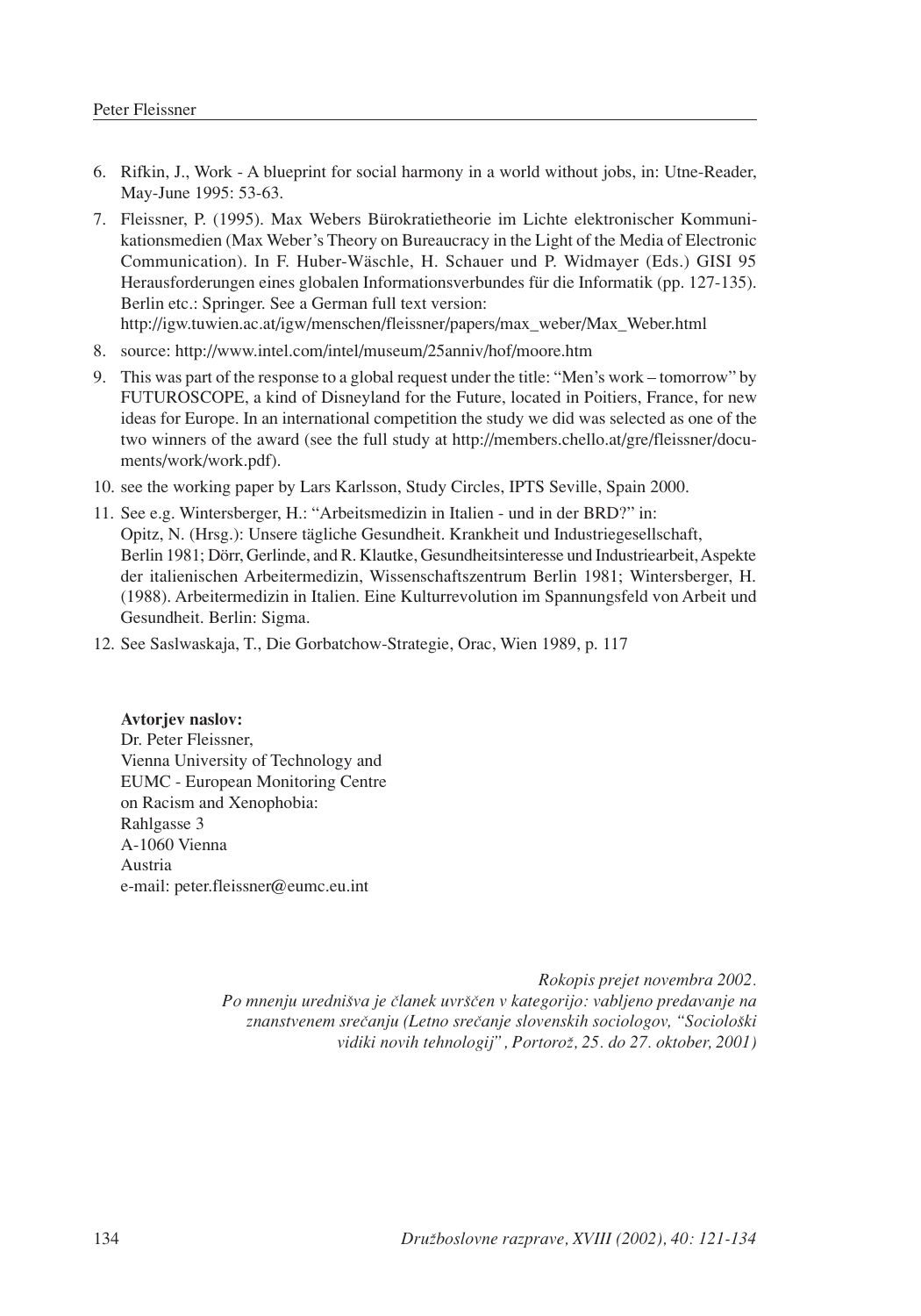6. Rifkin, J., Work - A blueprint for social harmony in a world without jobs, in: Utne-Reader, May-June 1995: 53-63.
7. Fleissner, P. (1995). Max Webers Bürokratietheorie im Lichte elektronischer Kommunikationsmedien (Max Weber's Theory on Bureaucracy in the Light of the Media of Electronic Communication). In F. Huber-Wäschle, H. Schauer und P. Widmayer (Eds.) GISI 95 Herausforderungen eines globalen Informationsverbundes für die Informatik (pp. 127-135). Berlin etc.: Springer. See a German full text version: http://igw.tuwien.ac.at/igw/menschen/fleissner/papers/max_weber/Max_Weber.html
8. source: http://www.intel.com/intel/museum/25anniv/hof/moore.htm
9. This was part of the response to a global request under the title: "Men's work – tomorrow" by FUTUROSCOPE, a kind of Disneyland for the Future, located in Poitiers, France, for new ideas for Europe. In an international competition the study we did was selected as one of the two winners of the award (see the full study at http://members.chello.at/gre/fleissner/documents/work/work.pdf).
10. see the working paper by Lars Karlsson, Study Circles, IPTS Seville, Spain 2000.
11. See e.g. Wintersberger, H.: "Arbeitsmedizin in Italien - und in der BRD?" in: Opitz, N. (Hrsg.): Unsere tägliche Gesundheit. Krankheit und Industriegesellschaft, Berlin 1981; Dörr, Gerlinde, and R. Klautke, Gesundheitsinteresse und Industriearbeit, Aspekte der italienischen Arbeitermedizin, Wissenschaftszentrum Berlin 1981; Wintersberger, H. (1988). Arbeitermedizin in Italien. Eine Kulturrevolution im Spannungsfeld von Arbeit und Gesundheit. Berlin: Sigma.
12. See Saslwaskaja, T., Die Gorbatchow-Strategie, Orac, Wien 1989, p. 117

**Avtorjev naslov:**
Dr. Peter Fleissner,
Vienna University of Technology and
EUMC - European Monitoring Centre
on Racism and Xenophobia:
Rahlgasse 3
A-1060 Vienna
Austria
e-mail: peter.fleissner@eumc.eu.int

*Rokopis prejet novembra 2002.*
*Po mnenju uredništva je članek uvrščen v kategorijo: vabljeno predavanje na znanstvenem srečanju (Letno srečanje slovenskih sociologov, "Sociološki vidiki novih tehnologij", Portorož, 25. do 27. oktober, 2001)*